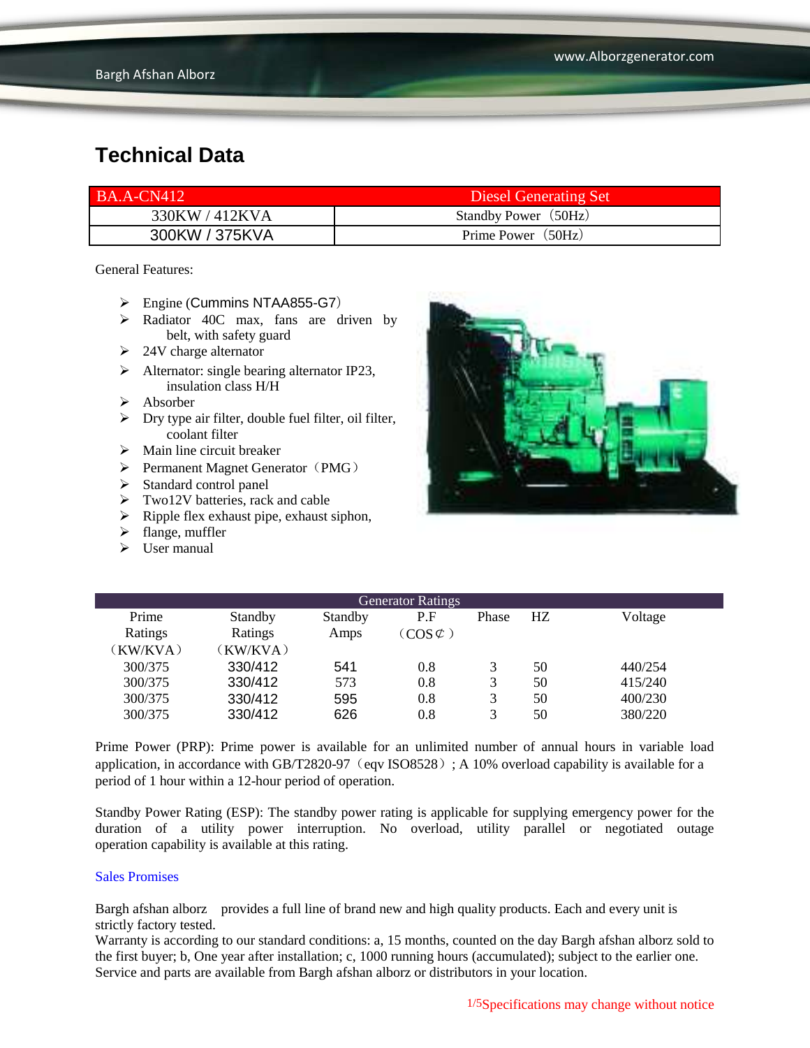# Technical Data

| BA.A-CN412 | Diesel Generating Set |
|---|---|
| 330KW / 412KVA | Standby Power（50Hz） |
| 300KW / 375KVA | Prime Power（50Hz） |

General Features:

- Engine (Cummins NTAA855-G7）
- Radiator 40C max, fans are driven by belt, with safety guard
- 24V charge alternator
- Alternator: single bearing alternator IP23, insulation class H/H
- Absorber
- Dry type air filter, double fuel filter, oil filter, coolant filter
- Main line circuit breaker
- Permanent Magnet Generator（PMG）
- Standard control panel
- Two12V batteries, rack and cable
- Ripple flex exhaust pipe, exhaust siphon,
- flange, muffler
- User manual

| Generator Ratings | | | | | | |
|---|---|---|---|---|---|---|
| Prime Ratings（KW/KVA） | Standby Ratings（KW/KVA） | Standby Amps | P.F（COS⊄） | Phase | HZ | Voltage |
| 300/375 | 330/412 | 541 | 0.8 | 3 | 50 | 440/254 |
| 300/375 | 330/412 | 573 | 0.8 | 3 | 50 | 415/240 |
| 300/375 | 330/412 | 595 | 0.8 | 3 | 50 | 400/230 |
| 300/375 | 330/412 | 626 | 0.8 | 3 | 50 | 380/220 |

Prime Power (PRP): Prime power is available for an unlimited number of annual hours in variable load application, in accordance with GB/T2820-97（eqv ISO8528）; A 10% overload capability is available for a period of 1 hour within a 12-hour period of operation.

Standby Power Rating (ESP): The standby power rating is applicable for supplying emergency power for the duration of a utility power interruption. No overload, utility parallel or negotiated outage operation capability is available at this rating.

Sales Promises

Bargh afshan alborz provides a full line of brand new and high quality products. Each and every unit is strictly factory tested.
Warranty is according to our standard conditions: a, 15 months, counted on the day Bargh afshan alborz sold to the first buyer; b, One year after installation; c, 1000 running hours (accumulated); subject to the earlier one.
Service and parts are available from Bargh afshan alborz or distributors in your location.

Specifications may change without notice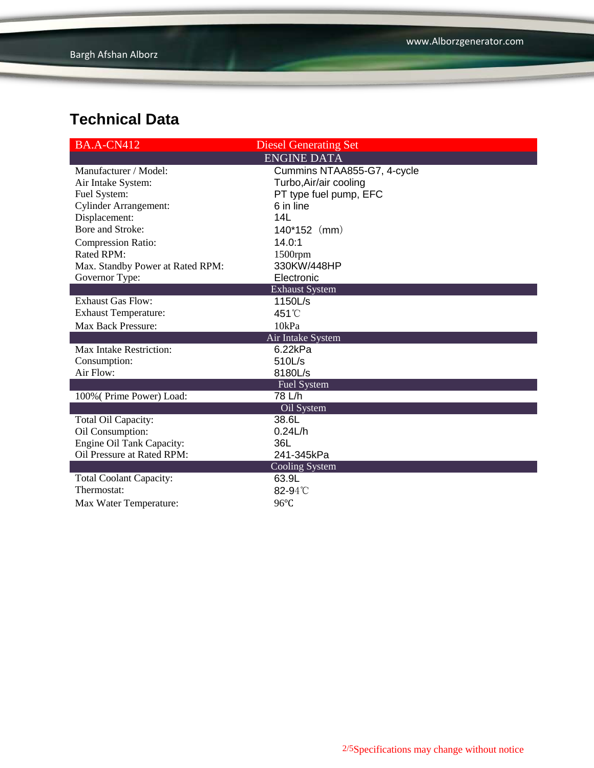# Technical Data

| BA.A-CN412 | Diesel Generating Set |
|---|---|
| **ENGINE DATA** | |
| Manufacturer / Model: | Cummins NTAA855-G7, 4-cycle |
| Air Intake System: | Turbo,Air/air cooling |
| Fuel System: | PT type fuel pump, EFC |
| Cylinder Arrangement: | 6 in line |
| Displacement: | 14L |
| Bore and Stroke: | 140*152（mm） |
| Compression Ratio: | 14.0:1 |
| Rated RPM: | 1500rpm |
| Max. Standby Power at Rated RPM: | 330KW/448HP |
| Governor Type: | Electronic |
| **Exhaust System** | |
| Exhaust Gas Flow: | 1150L/s |
| Exhaust Temperature: | 451℃ |
| Max Back Pressure: | 10kPa |
| **Air Intake System** | |
| Max Intake Restriction: | 6.22kPa |
| Consumption: | 510L/s |
| Air Flow: | 8180L/s |
| **Fuel System** | |
| 100%( Prime Power) Load: | 78 L/h |
| **Oil System** | |
| Total Oil Capacity: | 38.6L |
| Oil Consumption: | 0.24L/h |
| Engine Oil Tank Capacity: | 36L |
| Oil Pressure at Rated RPM: | 241-345kPa |
| **Cooling System** | |
| Total Coolant Capacity: | 63.9L |
| Thermostat: | 82-94℃ |
| Max Water Temperature: | 96℃ |

Specifications may change without notice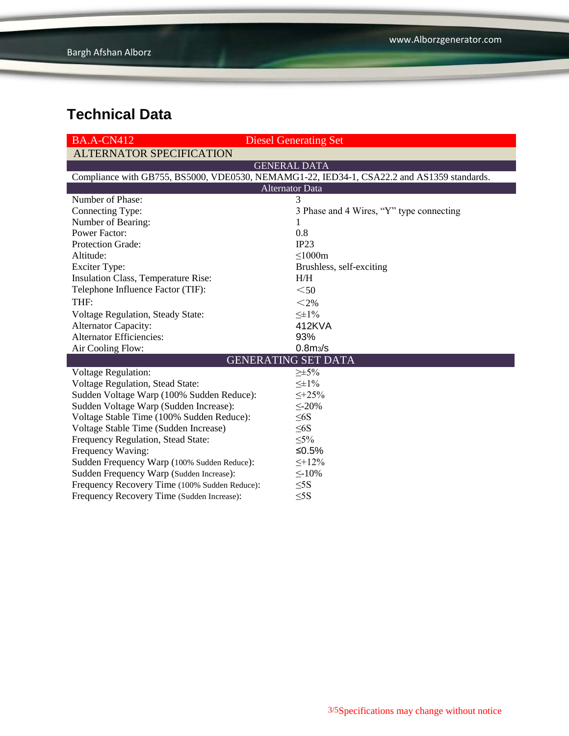# Technical Data

| BA.A-CN412 | Diesel Generating Set |
|---|---|
| **ALTERNATOR SPECIFICATION** | |
| **GENERAL DATA** | |
| Compliance with GB755, BS5000, VDE0530, NEMAMG1-22, IED34-1, CSA22.2 and AS1359 standards. | |
| **Alternator Data** | |
| Number of Phase: | 3 |
| Connecting Type: | 3 Phase and 4 Wires, “Y” type connecting |
| Number of Bearing: | 1 |
| Power Factor: | 0.8 |
| Protection Grade: | IP23 |
| Altitude: | ≤1000m |
| Exciter Type: | Brushless, self-exciting |
| Insulation Class, Temperature Rise: | H/H |
| Telephone Influence Factor (TIF): | ＜50 |
| THF: | ＜2% |
| Voltage Regulation, Steady State: | ≤±1% |
| Alternator Capacity: | 412KVA |
| Alternator Efficiencies: | 93% |
| Air Cooling Flow: | 0.8m3/s |
| **GENERATING SET DATA** | |
| Voltage Regulation: | ≥±5% |
| Voltage Regulation, Stead State: | ≤±1% |
| Sudden Voltage Warp (100% Sudden Reduce): | ≤+25% |
| Sudden Voltage Warp (Sudden Increase): | ≤-20% |
| Voltage Stable Time (100% Sudden Reduce): | ≤6S |
| Voltage Stable Time (Sudden Increase) | ≤6S |
| Frequency Regulation, Stead State: | ≤5% |
| Frequency Waving: | ≤0.5% |
| Sudden Frequency Warp (100% Sudden Reduce): | ≤+12% |
| Sudden Frequency Warp (Sudden Increase): | ≤-10% |
| Frequency Recovery Time (100% Sudden Reduce): | ≤5S |
| Frequency Recovery Time (Sudden Increase): | ≤5S |

Specifications may change without notice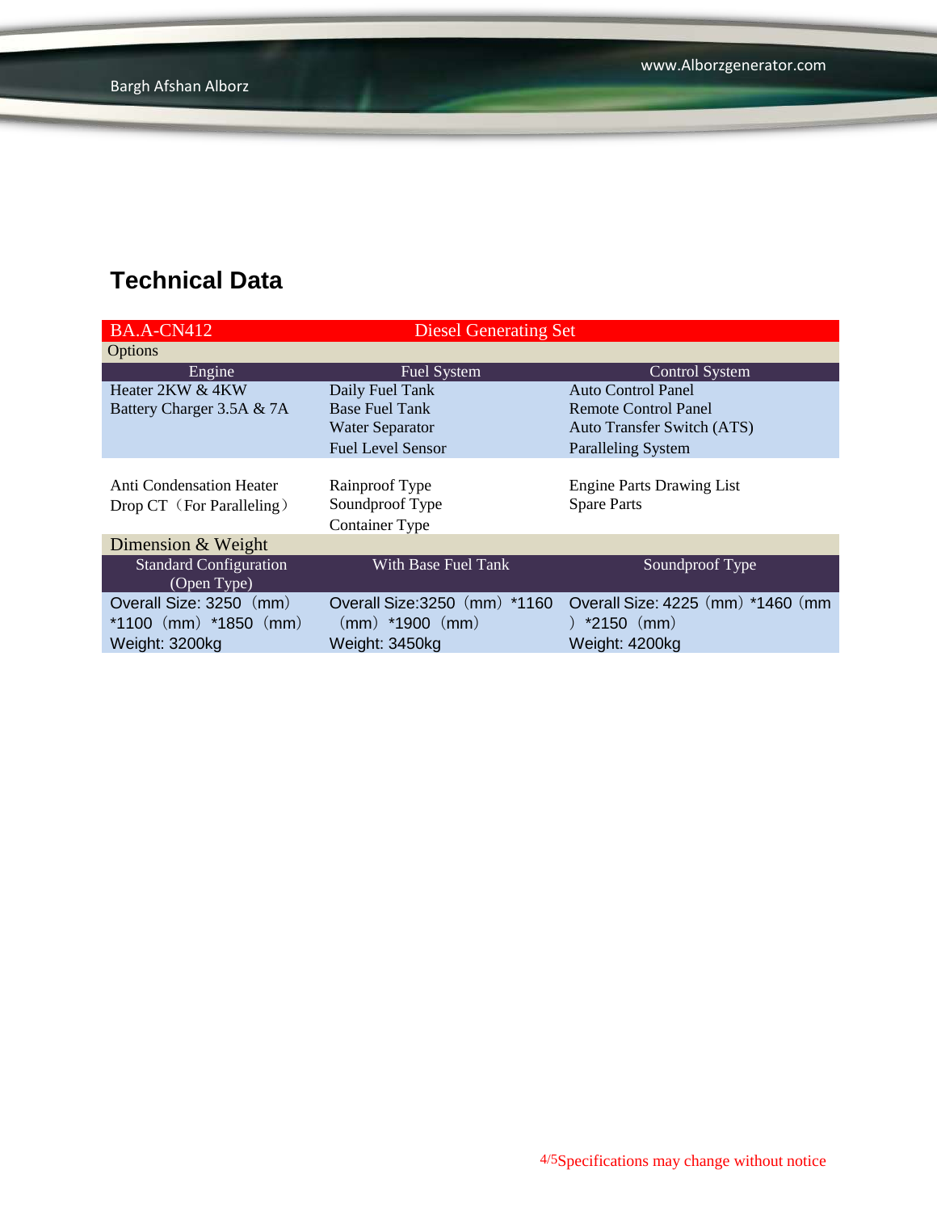## Technical Data

| BA.A-CN412 | Diesel Generating Set | |
|---|---|---|
| Options | | |
| Engine | Fuel System | Control System |
| Heater 2KW & 4KW<br>Battery Charger 3.5A & 7A | Daily Fuel Tank<br>Base Fuel Tank<br>Water Separator<br>Fuel Level Sensor | Auto Control Panel<br>Remote Control Panel<br>Auto Transfer Switch (ATS)<br>Paralleling System |
| Anti Condensation Heater<br>Drop CT（For Paralleling） | Rainproof Type<br>Soundproof Type<br>Container Type | Engine Parts Drawing List<br>Spare Parts |
| Dimension & Weight | | |
| Standard Configuration (Open Type) | With Base Fuel Tank | Soundproof Type |
| Overall Size: 3250（mm）*1100（mm）*1850（mm）<br>Weight: 3200kg | Overall Size:3250（mm）*1160（mm）*1900（mm）<br>Weight: 3450kg | Overall Size: 4225（mm）*1460（mm）*2150（mm）<br>Weight: 4200kg |

Specifications may change without notice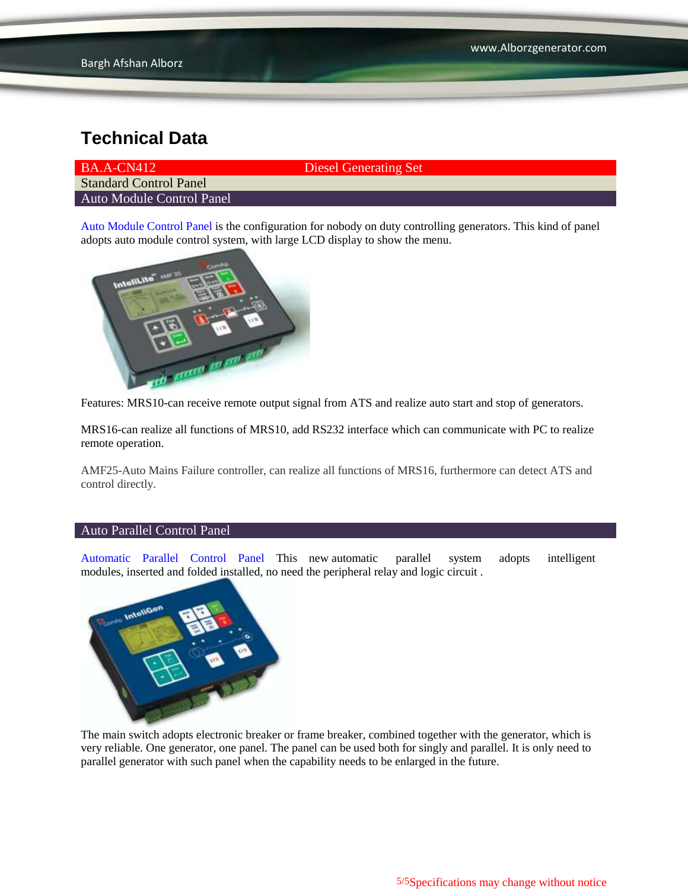## Technical Data

| | |
|---|---|
| BA.A-CN412 | Diesel Generating Set |
| Standard Control Panel | |
| Auto Module Control Panel | |

Auto Module Control Panel is the configuration for nobody on duty controlling generators. This kind of panel adopts auto module control system, with large LCD display to show the menu.

Features: MRS10-can receive remote output signal from ATS and realize auto start and stop of generators.

MRS16-can realize all functions of MRS10, add RS232 interface which can communicate with PC to realize remote operation.

AMF25-Auto Mains Failure controller, can realize all functions of MRS16, furthermore can detect ATS and control directly.

### Auto Parallel Control Panel

Automatic Parallel Control Panel This new automatic parallel system adopts intelligent modules, inserted and folded installed, no need the peripheral relay and logic circuit .

The main switch adopts electronic breaker or frame breaker, combined together with the generator, which is very reliable. One generator, one panel. The panel can be used both for singly and parallel. It is only need to parallel generator with such panel when the capability needs to be enlarged in the future.

Specifications may change without notice